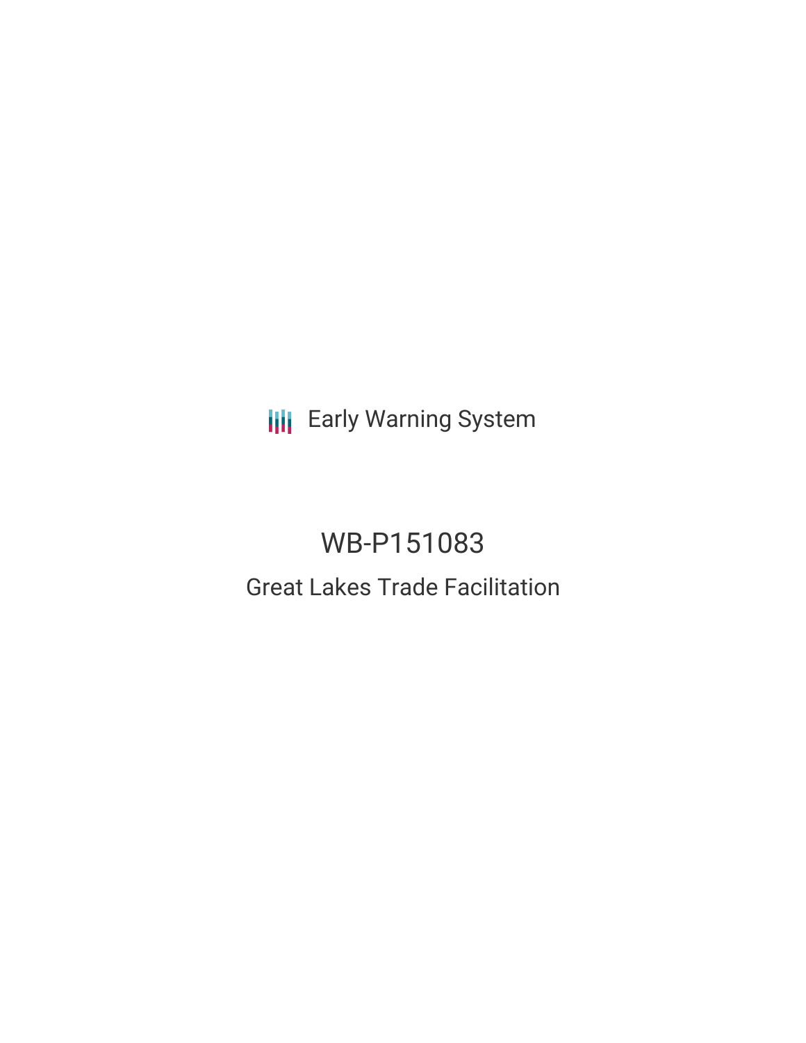Early Warning System

# WB-P151083

## Great Lakes Trade Facilitation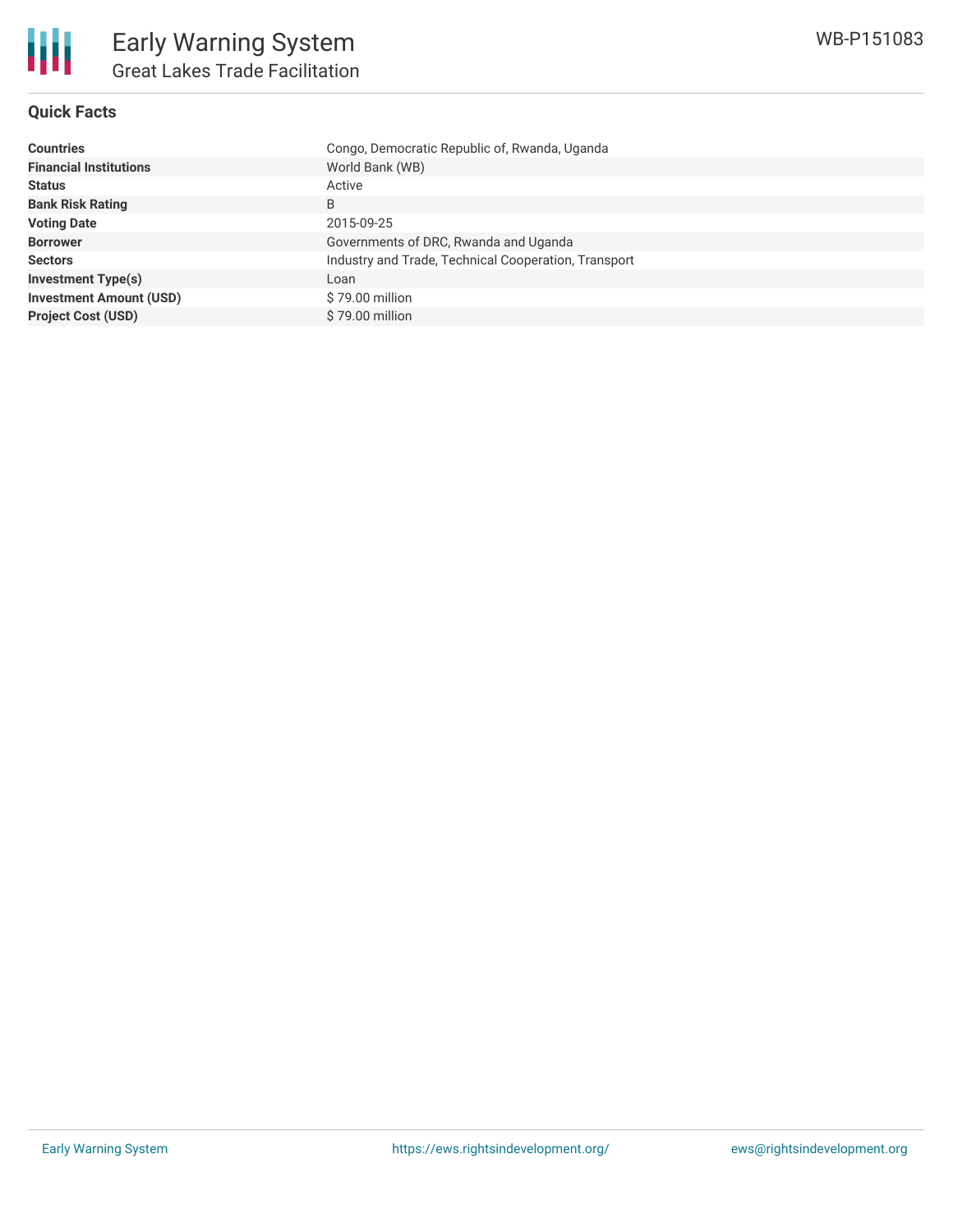# Early Warning System

## Great Lakes Trade Facilitation

WB-P151083

### Quick Facts

| | |
|---|---|
| **Countries** | Congo, Democratic Republic of, Rwanda, Uganda |
| **Financial Institutions** | World Bank (WB) |
| **Status** | Active |
| **Bank Risk Rating** | B |
| **Voting Date** | 2015-09-25 |
| **Borrower** | Governments of DRC, Rwanda and Uganda |
| **Sectors** | Industry and Trade, Technical Cooperation, Transport |
| **Investment Type(s)** | Loan |
| **Investment Amount (USD)** | $ 79.00 million |
| **Project Cost (USD)** | $ 79.00 million |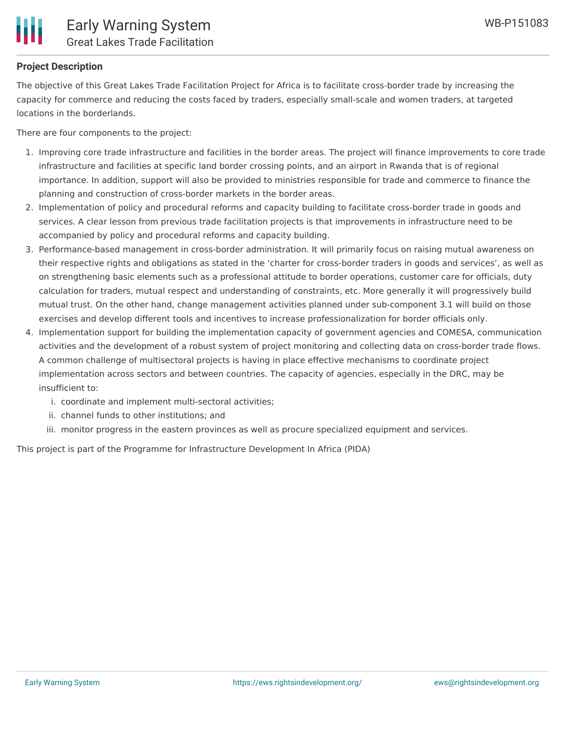**Project Description**

The objective of this Great Lakes Trade Facilitation Project for Africa is to facilitate cross-border trade by increasing the capacity for commerce and reducing the costs faced by traders, especially small-scale and women traders, at targeted locations in the borderlands.

There are four components to the project:

1. Improving core trade infrastructure and facilities in the border areas. The project will finance improvements to core trade infrastructure and facilities at specific land border crossing points, and an airport in Rwanda that is of regional importance. In addition, support will also be provided to ministries responsible for trade and commerce to finance the planning and construction of cross-border markets in the border areas.
2. Implementation of policy and procedural reforms and capacity building to facilitate cross-border trade in goods and services. A clear lesson from previous trade facilitation projects is that improvements in infrastructure need to be accompanied by policy and procedural reforms and capacity building.
3. Performance-based management in cross-border administration. It will primarily focus on raising mutual awareness on their respective rights and obligations as stated in the 'charter for cross-border traders in goods and services', as well as on strengthening basic elements such as a professional attitude to border operations, customer care for officials, duty calculation for traders, mutual respect and understanding of constraints, etc. More generally it will progressively build mutual trust. On the other hand, change management activities planned under sub-component 3.1 will build on those exercises and develop different tools and incentives to increase professionalization for border officials only.
4. Implementation support for building the implementation capacity of government agencies and COMESA, communication activities and the development of a robust system of project monitoring and collecting data on cross-border trade flows. A common challenge of multisectoral projects is having in place effective mechanisms to coordinate project implementation across sectors and between countries. The capacity of agencies, especially in the DRC, may be insufficient to:
    i. coordinate and implement multi-sectoral activities;
    ii. channel funds to other institutions; and
    iii. monitor progress in the eastern provinces as well as procure specialized equipment and services.

This project is part of the Programme for Infrastructure Development In Africa (PIDA)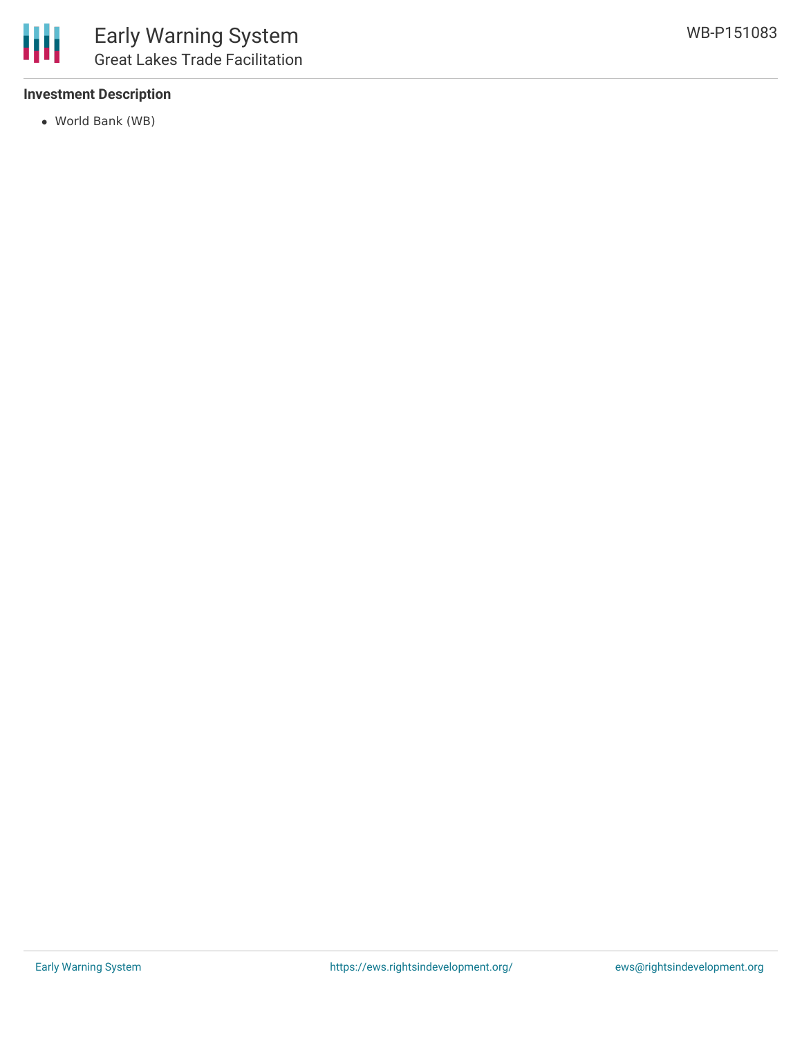### Investment Description

- World Bank (WB)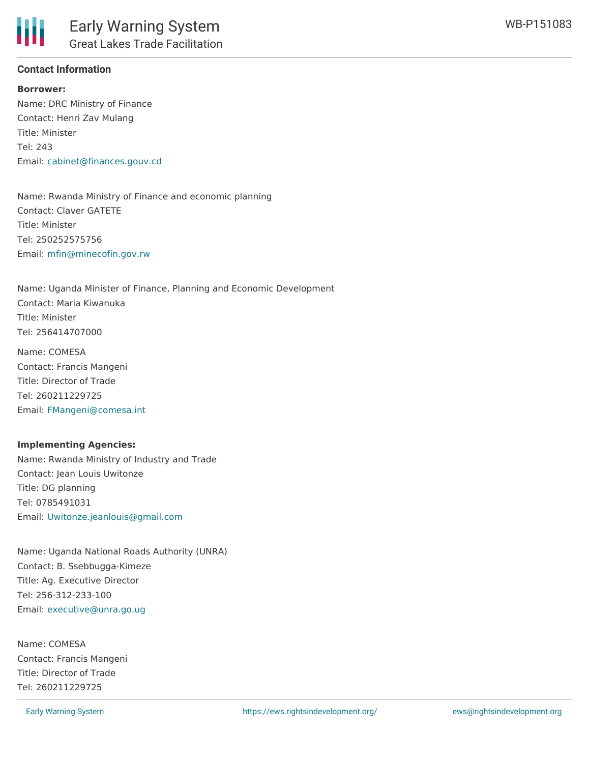### Contact Information

**Borrower:**

Name: DRC Ministry of Finance
Contact: Henri Zav Mulang
Title: Minister
Tel: 243
Email: cabinet@finances.gouv.cd

Name: Rwanda Ministry of Finance and economic planning
Contact: Claver GATETE
Title: Minister
Tel: 250252575756
Email: mfin@minecofin.gov.rw

Name: Uganda Minister of Finance, Planning and Economic Development
Contact: Maria Kiwanuka
Title: Minister
Tel: 256414707000

Name: COMESA
Contact: Francis Mangeni
Title: Director of Trade
Tel: 260211229725
Email: FMangeni@comesa.int

**Implementing Agencies:**

Name: Rwanda Ministry of Industry and Trade
Contact: Jean Louis Uwitonze
Title: DG planning
Tel: 0785491031
Email: Uwitonze.jeanlouis@gmail.com

Name: Uganda National Roads Authority (UNRA)
Contact: B. Ssebbugga-Kimeze
Title: Ag. Executive Director
Tel: 256-312-233-100
Email: executive@unra.go.ug

Name: COMESA
Contact: Francis Mangeni
Title: Director of Trade
Tel: 260211229725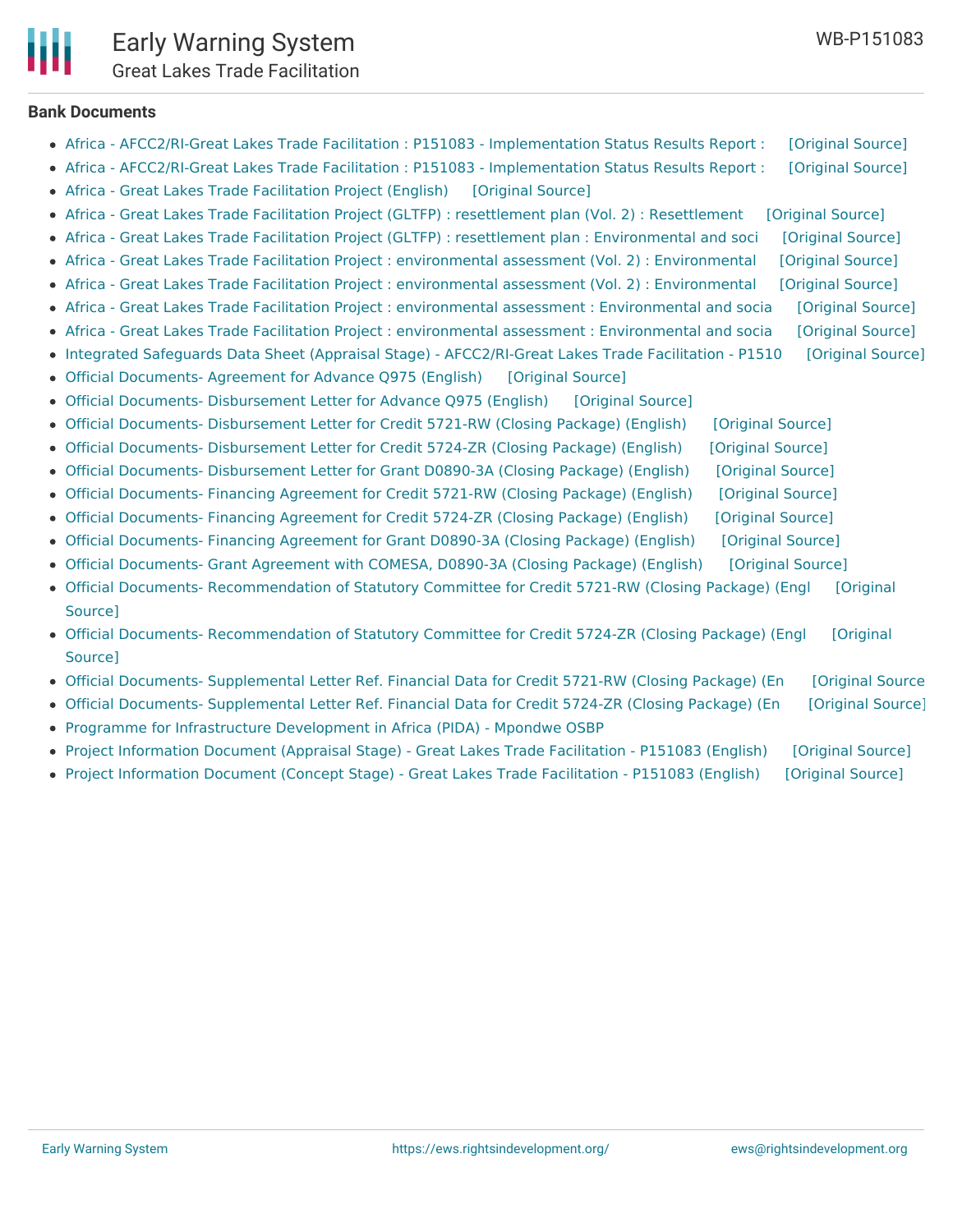**Bank Documents**

- Africa - AFCC2/RI-Great Lakes Trade Facilitation : P151083 - Implementation Status Results Report : [Original Source]
- Africa - AFCC2/RI-Great Lakes Trade Facilitation : P151083 - Implementation Status Results Report : [Original Source]
- Africa - Great Lakes Trade Facilitation Project (English) [Original Source]
- Africa - Great Lakes Trade Facilitation Project (GLTFP) : resettlement plan (Vol. 2) : Resettlement [Original Source]
- Africa - Great Lakes Trade Facilitation Project (GLTFP) : resettlement plan : Environmental and soci [Original Source]
- Africa - Great Lakes Trade Facilitation Project : environmental assessment (Vol. 2) : Environmental [Original Source]
- Africa - Great Lakes Trade Facilitation Project : environmental assessment (Vol. 2) : Environmental [Original Source]
- Africa - Great Lakes Trade Facilitation Project : environmental assessment : Environmental and socia [Original Source]
- Africa - Great Lakes Trade Facilitation Project : environmental assessment : Environmental and socia [Original Source]
- Integrated Safeguards Data Sheet (Appraisal Stage) - AFCC2/RI-Great Lakes Trade Facilitation - P1510 [Original Source]
- Official Documents- Agreement for Advance Q975 (English) [Original Source]
- Official Documents- Disbursement Letter for Advance Q975 (English) [Original Source]
- Official Documents- Disbursement Letter for Credit 5721-RW (Closing Package) (English) [Original Source]
- Official Documents- Disbursement Letter for Credit 5724-ZR (Closing Package) (English) [Original Source]
- Official Documents- Disbursement Letter for Grant D0890-3A (Closing Package) (English) [Original Source]
- Official Documents- Financing Agreement for Credit 5721-RW (Closing Package) (English) [Original Source]
- Official Documents- Financing Agreement for Credit 5724-ZR (Closing Package) (English) [Original Source]
- Official Documents- Financing Agreement for Grant D0890-3A (Closing Package) (English) [Original Source]
- Official Documents- Grant Agreement with COMESA, D0890-3A (Closing Package) (English) [Original Source]
- Official Documents- Recommendation of Statutory Committee for Credit 5721-RW (Closing Package) (Engl [Original Source]
- Official Documents- Recommendation of Statutory Committee for Credit 5724-ZR (Closing Package) (Engl [Original Source]
- Official Documents- Supplemental Letter Ref. Financial Data for Credit 5721-RW (Closing Package) (En [Original Source]
- Official Documents- Supplemental Letter Ref. Financial Data for Credit 5724-ZR (Closing Package) (En [Original Source]
- Programme for Infrastructure Development in Africa (PIDA) - Mpondwe OSBP
- Project Information Document (Appraisal Stage) - Great Lakes Trade Facilitation - P151083 (English) [Original Source]
- Project Information Document (Concept Stage) - Great Lakes Trade Facilitation - P151083 (English) [Original Source]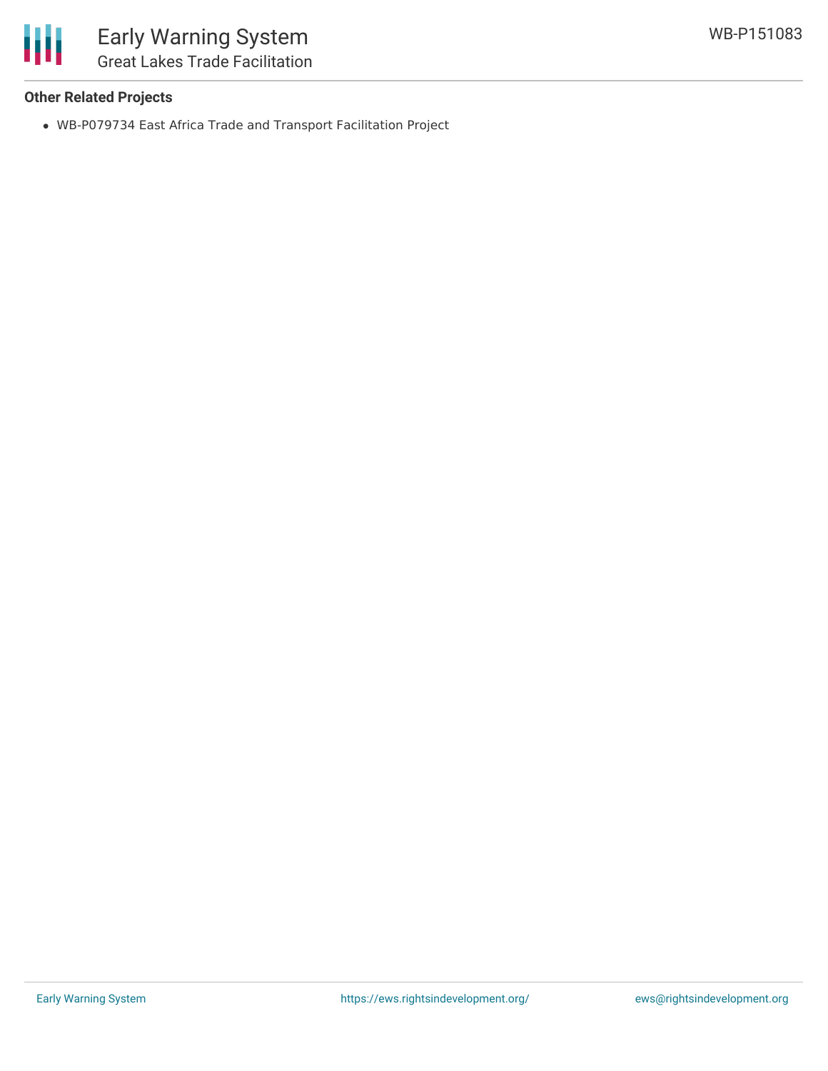**Other Related Projects**

- WB-P079734 East Africa Trade and Transport Facilitation Project